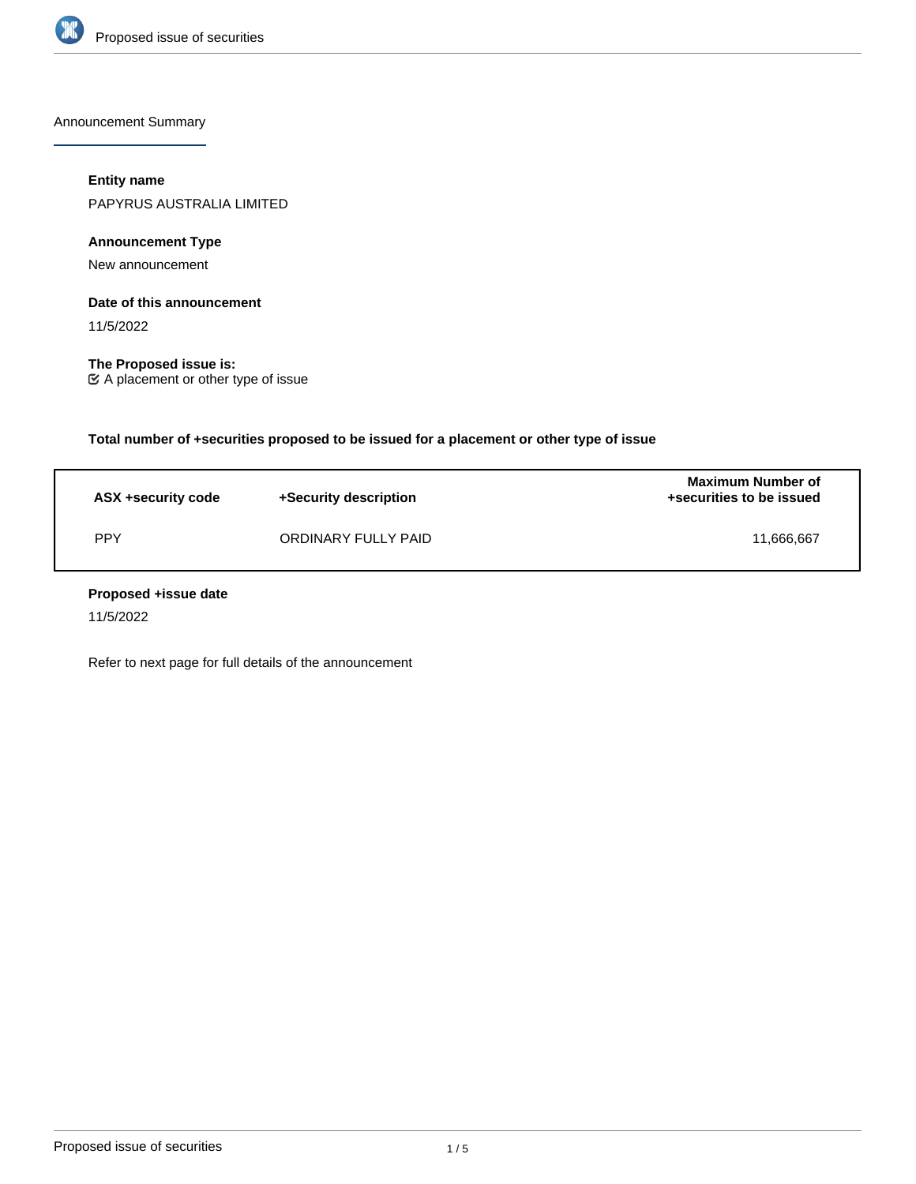## Announcement Summary

**Entity name**

PAPYRUS AUSTRALIA LIMITED

**Announcement Type**

New announcement

**Date of this announcement**

11/5/2022

**The Proposed issue is:**

☑ A placement or other type of issue

**Total number of +securities proposed to be issued for a placement or other type of issue**

| ASX +security code | +Security description | Maximum Number of +securities to be issued |
|---|---|---|
| PPY | ORDINARY FULLY PAID | 11,666,667 |

**Proposed +issue date**

11/5/2022

Refer to next page for full details of the announcement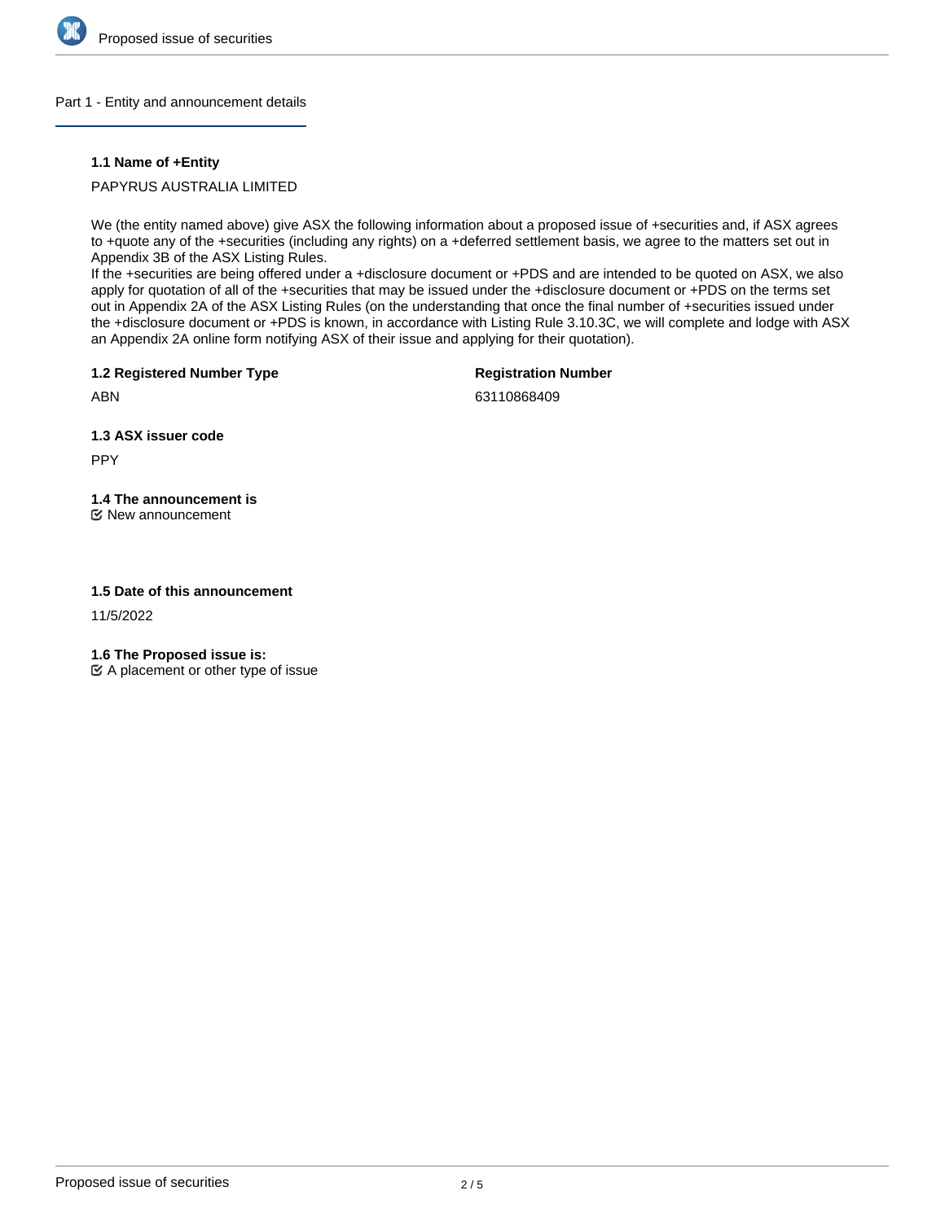## Part 1 - Entity and announcement details

### 1.1 Name of +Entity

PAPYRUS AUSTRALIA LIMITED

We (the entity named above) give ASX the following information about a proposed issue of +securities and, if ASX agrees to +quote any of the +securities (including any rights) on a +deferred settlement basis, we agree to the matters set out in Appendix 3B of the ASX Listing Rules.
If the +securities are being offered under a +disclosure document or +PDS and are intended to be quoted on ASX, we also apply for quotation of all of the +securities that may be issued under the +disclosure document or +PDS on the terms set out in Appendix 2A of the ASX Listing Rules (on the understanding that once the final number of +securities issued under the +disclosure document or +PDS is known, in accordance with Listing Rule 3.10.3C, we will complete and lodge with ASX an Appendix 2A online form notifying ASX of their issue and applying for their quotation).

**1.2 Registered Number Type**

ABN

**Registration Number**

63110868409

**1.3 ASX issuer code**

PPY

**1.4 The announcement is**

☑ New announcement

**1.5 Date of this announcement**

11/5/2022

**1.6 The Proposed issue is:**

☑ A placement or other type of issue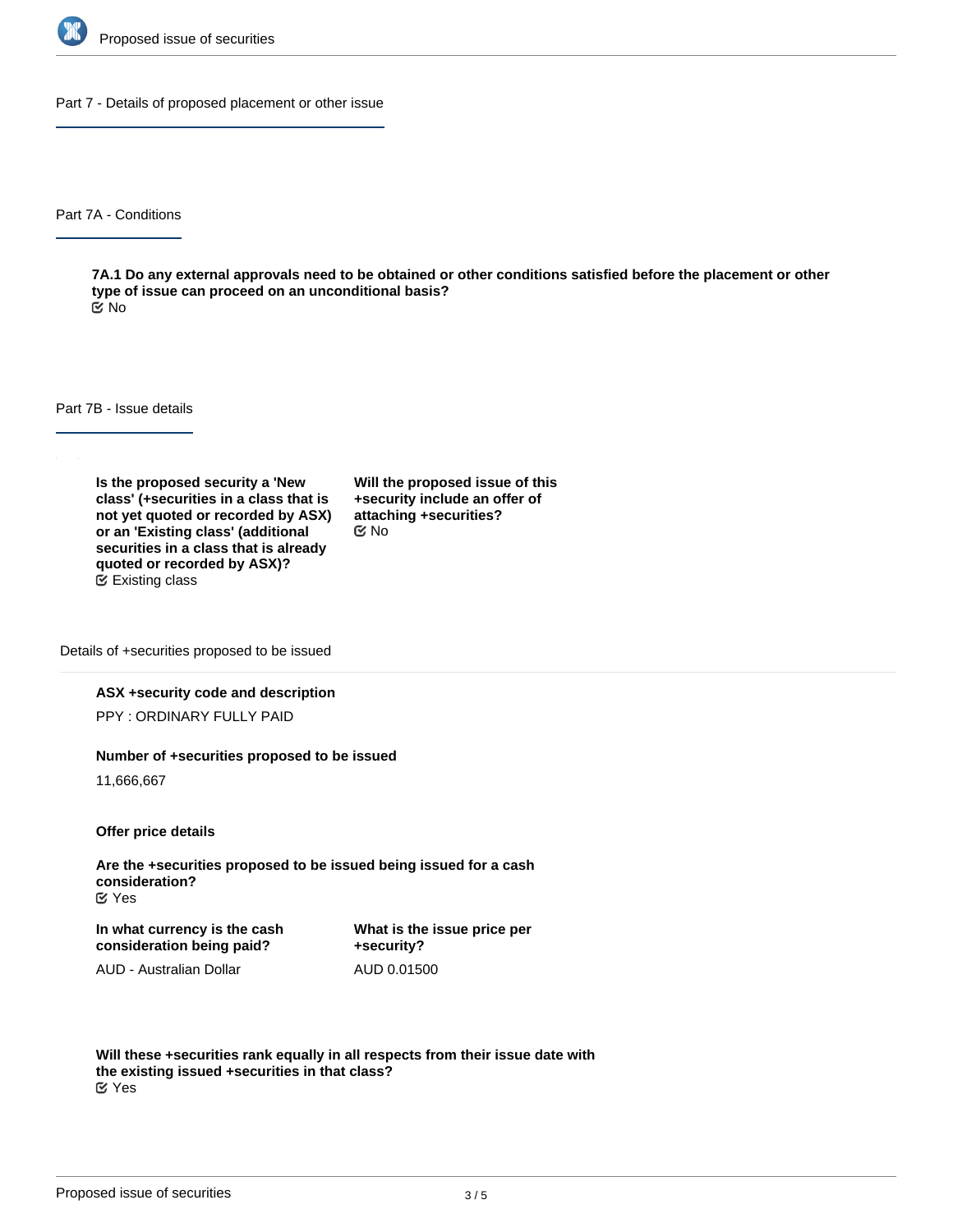## Part 7 - Details of proposed placement or other issue

### Part 7A - Conditions

**7A.1 Do any external approvals need to be obtained or other conditions satisfied before the placement or other type of issue can proceed on an unconditional basis?**

No

### Part 7B - Issue details

**Is the proposed security a 'New class' (+securities in a class that is not yet quoted or recorded by ASX) or an 'Existing class' (additional securities in a class that is already quoted or recorded by ASX)?**

Existing class

**Will the proposed issue of this +security include an offer of attaching +securities?**

No

#### Details of +securities proposed to be issued

**ASX +security code and description**

PPY : ORDINARY FULLY PAID

**Number of +securities proposed to be issued**

11,666,667

**Offer price details**

**Are the +securities proposed to be issued being issued for a cash consideration?**

Yes

**In what currency is the cash consideration being paid?**

AUD - Australian Dollar

**What is the issue price per +security?**

AUD 0.01500

**Will these +securities rank equally in all respects from their issue date with the existing issued +securities in that class?**

Yes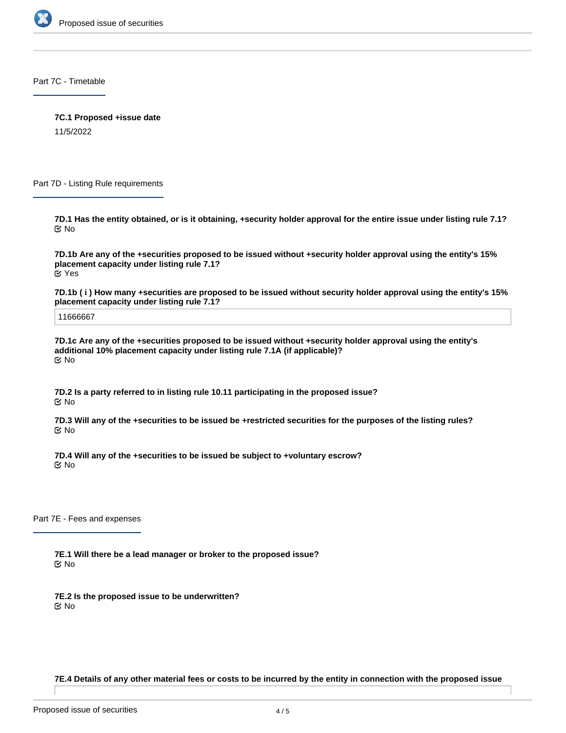## Part 7C - Timetable

**7C.1 Proposed +issue date**

11/5/2022

## Part 7D - Listing Rule requirements

**7D.1 Has the entity obtained, or is it obtaining, +security holder approval for the entire issue under listing rule 7.1?**

No

**7D.1b Are any of the +securities proposed to be issued without +security holder approval using the entity's 15% placement capacity under listing rule 7.1?**

Yes

**7D.1b ( i ) How many +securities are proposed to be issued without security holder approval using the entity's 15% placement capacity under listing rule 7.1?**

11666667

**7D.1c Are any of the +securities proposed to be issued without +security holder approval using the entity's additional 10% placement capacity under listing rule 7.1A (if applicable)?**

No

**7D.2 Is a party referred to in listing rule 10.11 participating in the proposed issue?**

No

**7D.3 Will any of the +securities to be issued be +restricted securities for the purposes of the listing rules?**

No

**7D.4 Will any of the +securities to be issued be subject to +voluntary escrow?**

No

## Part 7E - Fees and expenses

**7E.1 Will there be a lead manager or broker to the proposed issue?**

No

**7E.2 Is the proposed issue to be underwritten?**

No

**7E.4 Details of any other material fees or costs to be incurred by the entity in connection with the proposed issue**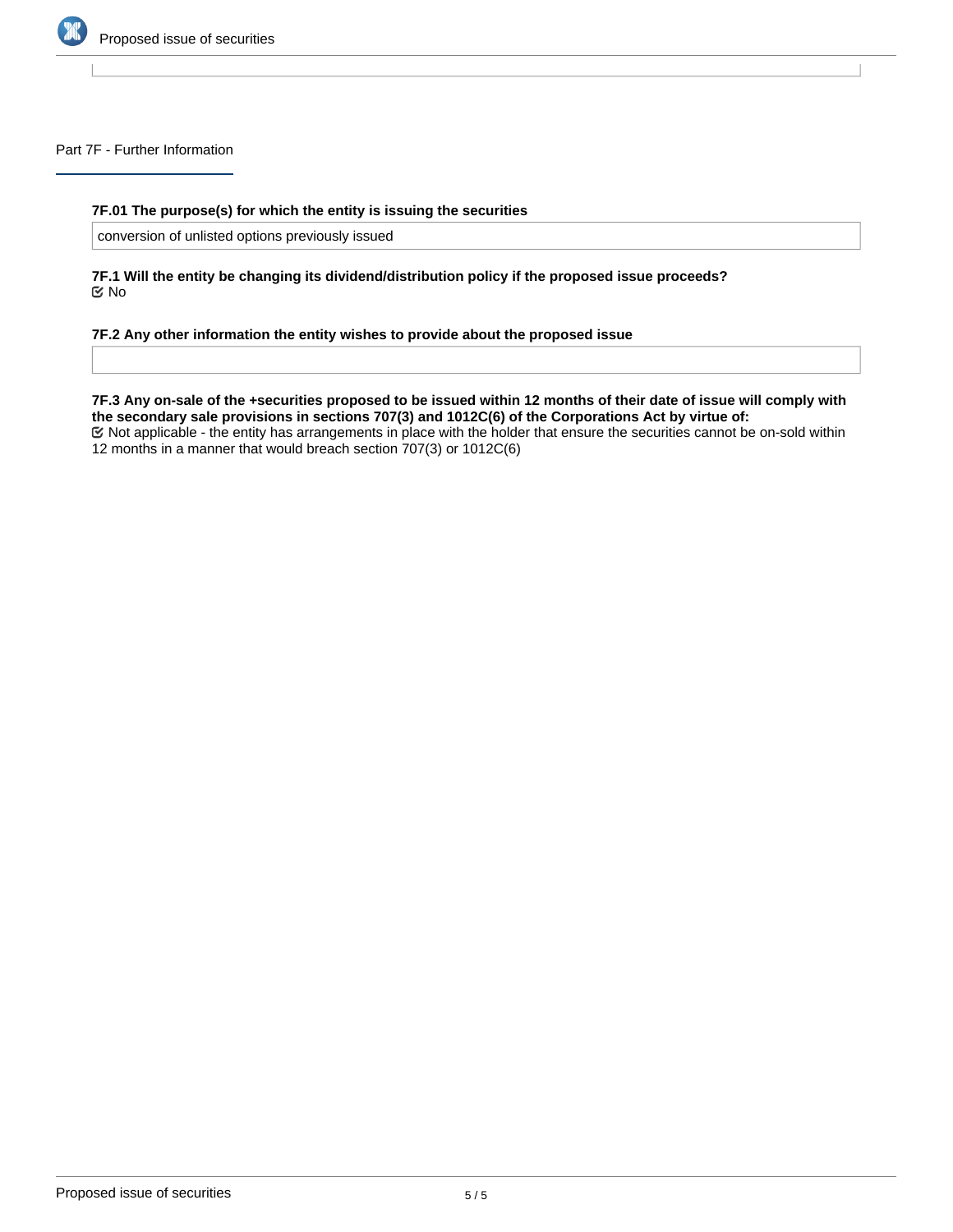## Part 7F - Further Information

**7F.01 The purpose(s) for which the entity is issuing the securities**

conversion of unlisted options previously issued

**7F.1 Will the entity be changing its dividend/distribution policy if the proposed issue proceeds?**

☑ No

**7F.2 Any other information the entity wishes to provide about the proposed issue**

**7F.3 Any on-sale of the +securities proposed to be issued within 12 months of their date of issue will comply with the secondary sale provisions in sections 707(3) and 1012C(6) of the Corporations Act by virtue of:**

☑ Not applicable - the entity has arrangements in place with the holder that ensure the securities cannot be on-sold within 12 months in a manner that would breach section 707(3) or 1012C(6)